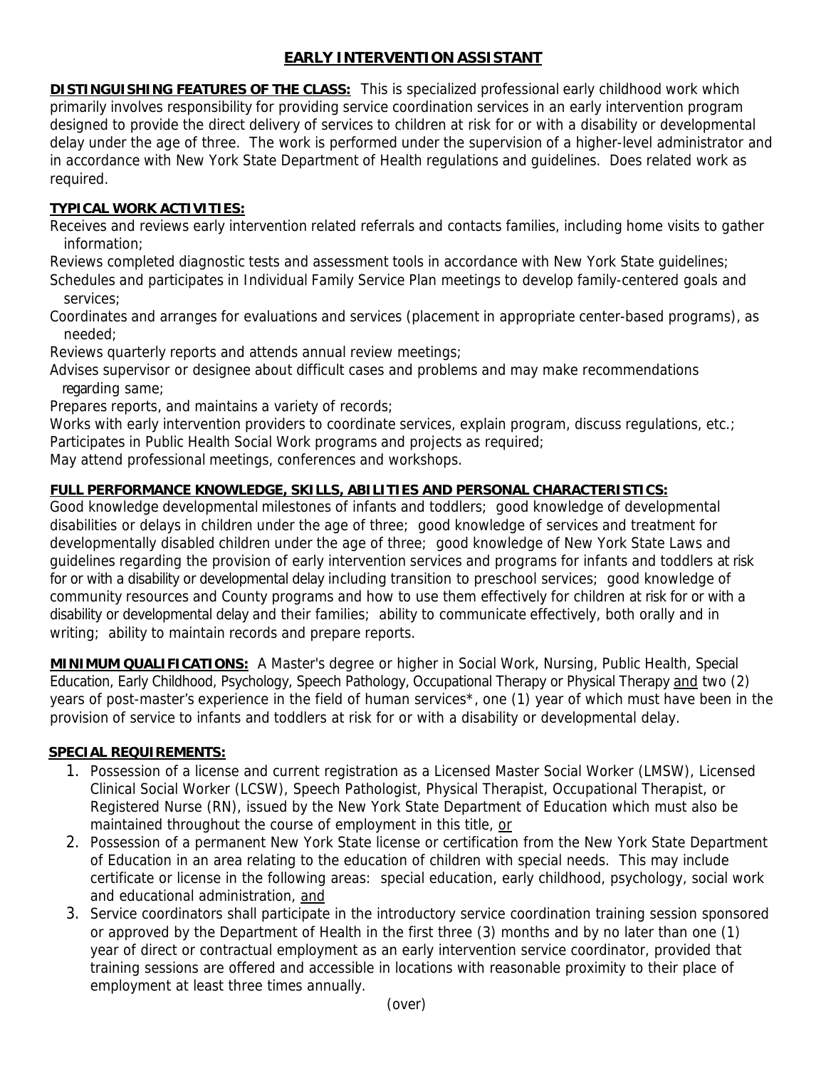# EARLY INTERVENTION ASSISTANT

**DISTINGUISHING FEATURES OF THE CLASS:** This is specialized professional early childhood work which primarily involves responsibility for providing service coordination services in an early intervention program designed to provide the direct delivery of services to children at risk for or with a disability or developmental delay under the age of three. The work is performed under the supervision of a higher-level administrator and in accordance with New York State Department of Health regulations and guidelines. Does related work as required.

**TYPICAL WORK ACTIVITIES:**

Receives and reviews early intervention related referrals and contacts families, including home visits to gather information;

Reviews completed diagnostic tests and assessment tools in accordance with New York State guidelines;

Schedules and participates in Individual Family Service Plan meetings to develop family-centered goals and services;

Coordinates and arranges for evaluations and services (placement in appropriate center-based programs), as needed;

Reviews quarterly reports and attends annual review meetings;

Advises supervisor or designee about difficult cases and problems and may make recommendations regarding same;

Prepares reports, and maintains a variety of records;

Works with early intervention providers to coordinate services, explain program, discuss regulations, etc.;

Participates in Public Health Social Work programs and projects as required;

May attend professional meetings, conferences and workshops.

**FULL PERFORMANCE KNOWLEDGE, SKILLS, ABILITIES AND PERSONAL CHARACTERISTICS:**

Good knowledge developmental milestones of infants and toddlers; good knowledge of developmental disabilities or delays in children under the age of three; good knowledge of services and treatment for developmentally disabled children under the age of three; good knowledge of New York State Laws and guidelines regarding the provision of early intervention services and programs for infants and toddlers at risk for or with a disability or developmental delay including transition to preschool services; good knowledge of community resources and County programs and how to use them effectively for children at risk for or with a disability or developmental delay and their families; ability to communicate effectively, both orally and in writing; ability to maintain records and prepare reports.

**MINIMUM QUALIFICATIONS:** A Master's degree or higher in Social Work, Nursing, Public Health, Special Education, Early Childhood, Psychology, Speech Pathology, Occupational Therapy or Physical Therapy and two (2) years of post-master's experience in the field of human services*, one (1) year of which must have been in the provision of service to infants and toddlers at risk for or with a disability or developmental delay.

**SPECIAL REQUIREMENTS:**

1. Possession of a license and current registration as a Licensed Master Social Worker (LMSW), Licensed Clinical Social Worker (LCSW), Speech Pathologist, Physical Therapist, Occupational Therapist, or Registered Nurse (RN), issued by the New York State Department of Education which must also be maintained throughout the course of employment in this title, or
2. Possession of a permanent New York State license or certification from the New York State Department of Education in an area relating to the education of children with special needs. This may include certificate or license in the following areas: special education, early childhood, psychology, social work and educational administration, and
3. Service coordinators shall participate in the introductory service coordination training session sponsored or approved by the Department of Health in the first three (3) months and by no later than one (1) year of direct or contractual employment as an early intervention service coordinator, provided that training sessions are offered and accessible in locations with reasonable proximity to their place of employment at least three times annually.

(over)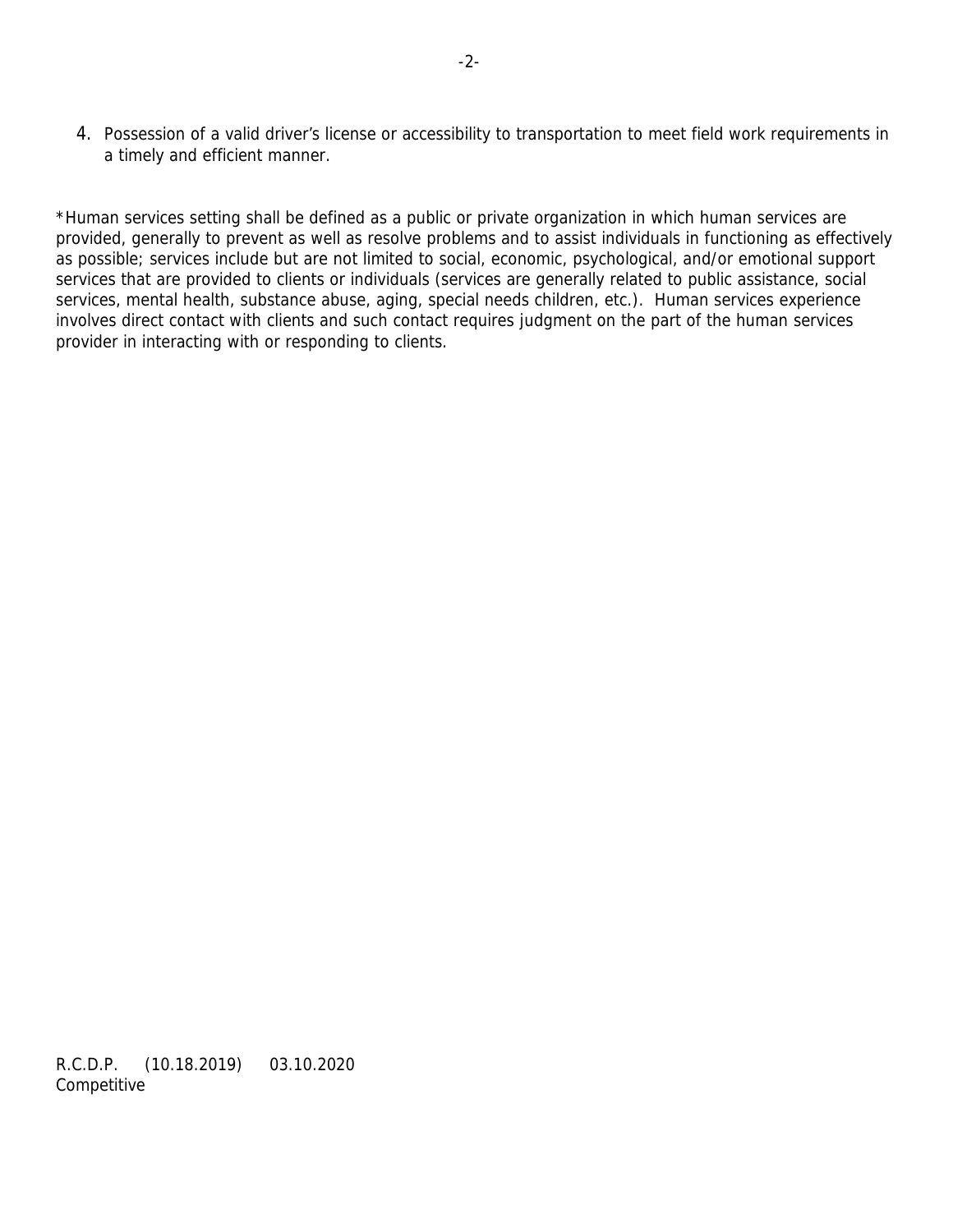4. Possession of a valid driver's license or accessibility to transportation to meet field work requirements in a timely and efficient manner.

*Human services setting shall be defined as a public or private organization in which human services are provided, generally to prevent as well as resolve problems and to assist individuals in functioning as effectively as possible; services include but are not limited to social, economic, psychological, and/or emotional support services that are provided to clients or individuals (services are generally related to public assistance, social services, mental health, substance abuse, aging, special needs children, etc.). Human services experience involves direct contact with clients and such contact requires judgment on the part of the human services provider in interacting with or responding to clients.

R.C.D.P. (10.18.2019) 03.10.2020
Competitive